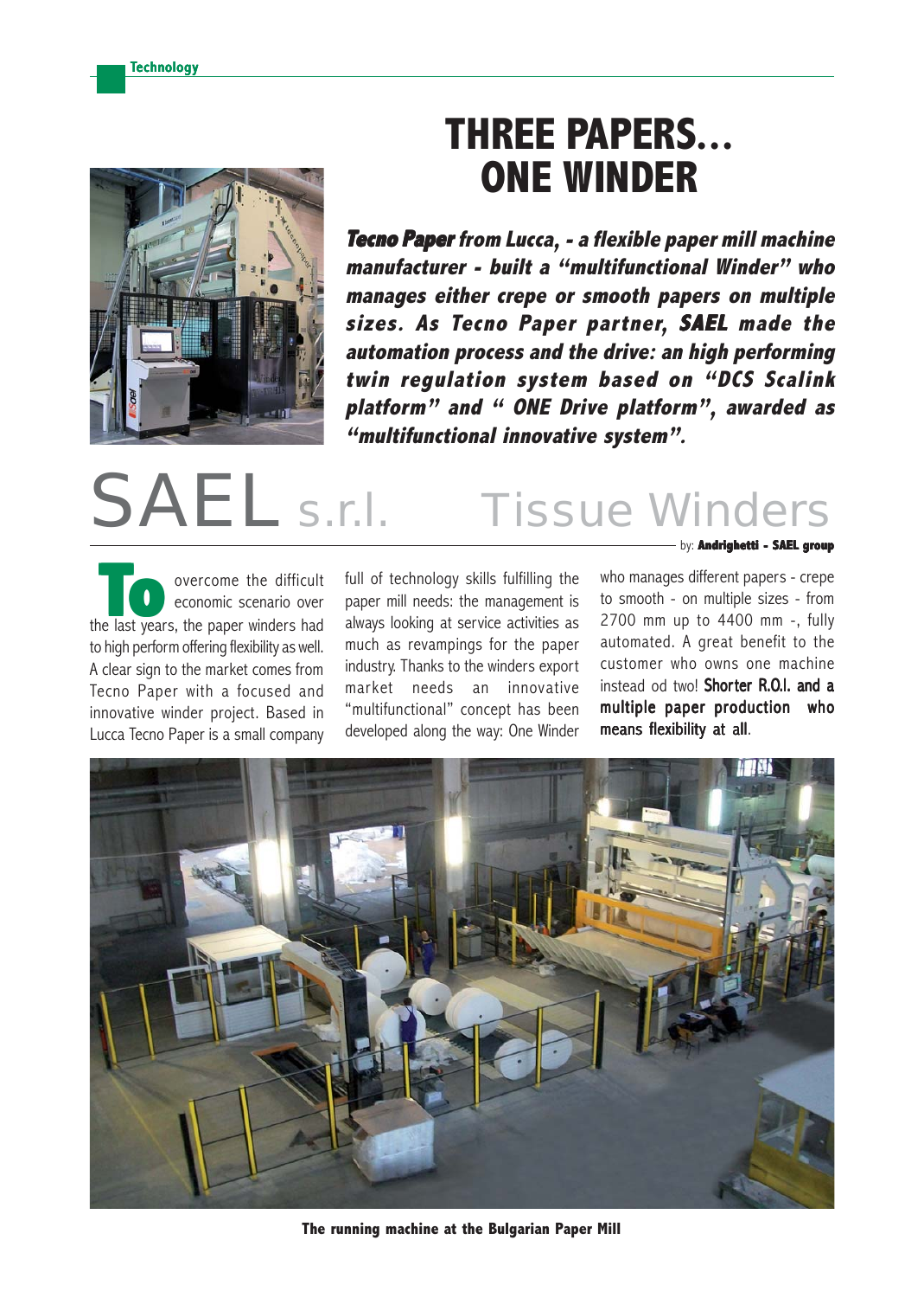# THREE PAPERS… ONE WINDER

***Tecno Paper** from Lucca, - a flexible paper mill machine manufacturer - built a "multifunctional Winder" who manages either crepe or smooth papers on multiple sizes. As Tecno Paper partner, **SAEL** made the automation process and the drive: an high performing twin regulation system based on "DCS Scalink platform" and " ONE Drive platform", awarded as "multifunctional innovative system".*

## SAEL s.r.l. Tissue Winders

by: **Andrighetti - SAEL group**

To overcome the difficult economic scenario over the last years, the paper winders had to high perform offering flexibility as well. A clear sign to the market comes from Tecno Paper with a focused and innovative winder project. Based in Lucca Tecno Paper is a small company full of technology skills fulfilling the paper mill needs: the management is always looking at service activities as much as revampings for the paper industry. Thanks to the winders export market needs an innovative "multifunctional" concept has been developed along the way: One Winder who manages different papers - crepe to smooth - on multiple sizes - from 2700 mm up to 4400 mm -, fully automated. A great benefit to the customer who owns one machine instead od two! **Shorter R.O.I. and a multiple paper production who means flexibility at all.**

**The running machine at the Bulgarian Paper Mill**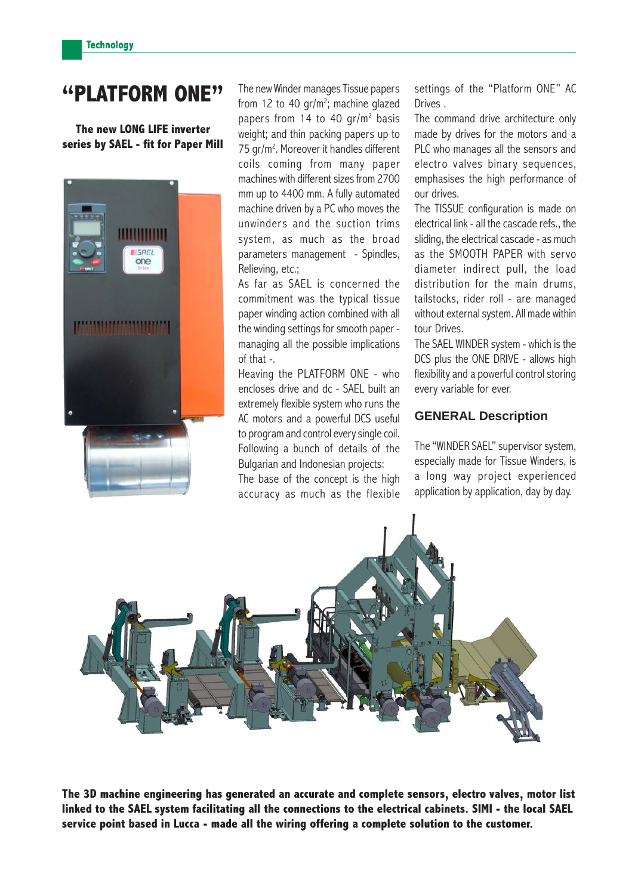# "PLATFORM ONE"

**The new LONG LIFE inverter series by SAEL - fit for Paper Mill**

The new Winder manages Tissue papers from 12 to 40 gr/m$^2$; machine glazed papers from 14 to 40 gr/m$^2$ basis weight; and thin packing papers up to 75 gr/m$^2$. Moreover it handles different coils coming from many paper machines with different sizes from 2700 mm up to 4400 mm. A fully automated machine driven by a PC who moves the unwinders and the suction trims system, as much as the broad parameters management - Spindles, Relieving, etc.;

As far as SAEL is concerned the commitment was the typical tissue paper winding action combined with all the winding settings for smooth paper - managing all the possible implications of that -.

Heaving the PLATFORM ONE - who encloses drive and dc - SAEL built an extremely flexible system who runs the AC motors and a powerful DCS useful to program and control every single coil. Following a bunch of details of the Bulgarian and Indonesian projects:

The base of the concept is the high accuracy as much as the flexible settings of the "Platform ONE" AC Drives .

The command drive architecture only made by drives for the motors and a PLC who manages all the sensors and electro valves binary sequences, emphasises the high performance of our drives.

The TISSUE configuration is made on electrical link - all the cascade refs., the sliding, the electrical cascade - as much as the SMOOTH PAPER with servo diameter indirect pull, the load distribution for the main drums, tailstocks, rider roll - are managed without external system. All made within tour Drives.

The SAEL WINDER system - which is the DCS plus the ONE DRIVE - allows high flexibility and a powerful control storing every variable for ever.

## GENERAL Description

The "WINDER SAEL" supervisor system, especially made for Tissue Winders, is a long way project experienced application by application, day by day.

**The 3D machine engineering has generated an accurate and complete sensors, electro valves, motor list linked to the SAEL system facilitating all the connections to the electrical cabinets. SIMI - the local SAEL service point based in Lucca - made all the wiring offering a complete solution to the customer.**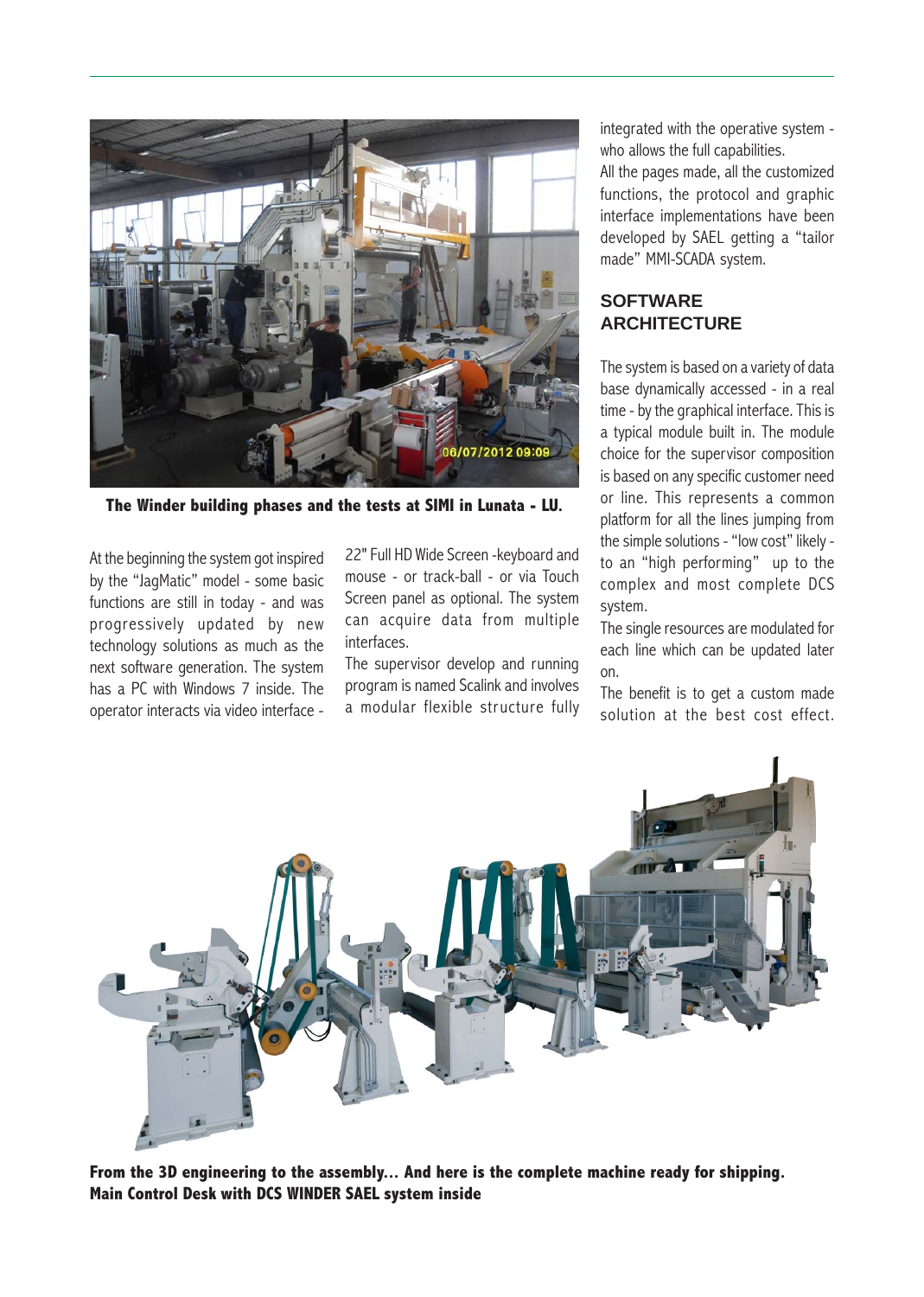**The Winder building phases and the tests at SIMI in Lunata - LU.**

At the beginning the system got inspired by the "JagMatic" model - some basic functions are still in today - and was progressively updated by new technology solutions as much as the next software generation. The system has a PC with Windows 7 inside. The operator interacts via video interface - 22" Full HD Wide Screen -keyboard and mouse - or track-ball - or via Touch Screen panel as optional. The system can acquire data from multiple interfaces.

The supervisor develop and running program is named Scalink and involves a modular flexible structure fully integrated with the operative system - who allows the full capabilities.

All the pages made, all the customized functions, the protocol and graphic interface implementations have been developed by SAEL getting a "tailor made" MMI-SCADA system.

## SOFTWARE ARCHITECTURE

The system is based on a variety of data base dynamically accessed - in a real time - by the graphical interface. This is a typical module built in. The module choice for the supervisor composition is based on any specific customer need or line. This represents a common platform for all the lines jumping from the simple solutions - "low cost" likely - to an "high performing" up to the complex and most complete DCS system.

The single resources are modulated for each line which can be updated later on.

The benefit is to get a custom made solution at the best cost effect.

**From the 3D engineering to the assembly… And here is the complete machine ready for shipping. Main Control Desk with DCS WINDER SAEL system inside**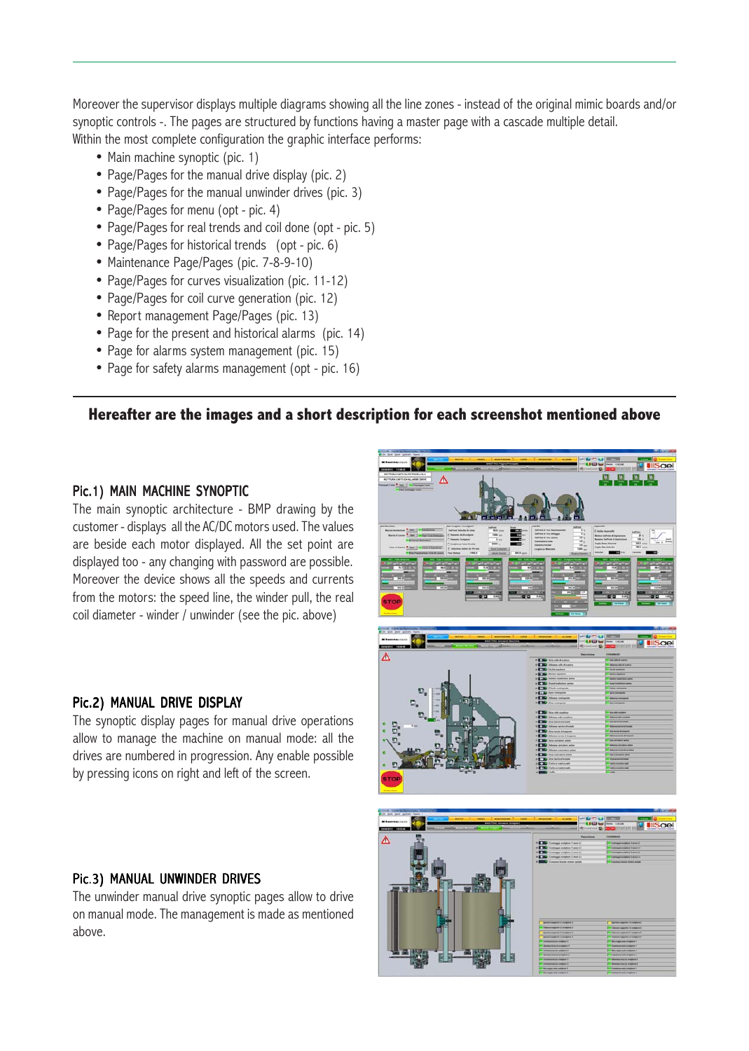Moreover the supervisor displays multiple diagrams showing all the line zones - instead of the original mimic boards and/or synoptic controls -. The pages are structured by functions having a master page with a cascade multiple detail.
Within the most complete configuration the graphic interface performs:

- Main machine synoptic (pic. 1)
- Page/Pages for the manual drive display (pic. 2)
- Page/Pages for the manual unwinder drives (pic. 3)
- Page/Pages for menu (opt - pic. 4)
- Page/Pages for real trends and coil done (opt - pic. 5)
- Page/Pages for historical trends (opt - pic. 6)
- Maintenance Page/Pages (pic. 7-8-9-10)
- Page/Pages for curves visualization (pic. 11-12)
- Page/Pages for coil curve generation (pic. 12)
- Report management Page/Pages (pic. 13)
- Page for the present and historical alarms (pic. 14)
- Page for alarms system management (pic. 15)
- Page for safety alarms management (opt - pic. 16)

## Hereafter are the images and a short description for each screenshot mentioned above

### Pic.1) MAIN MACHINE SYNOPTIC

The main synoptic architecture - BMP drawing by the customer - displays all the AC/DC motors used. The values are beside each motor displayed. All the set point are displayed too - any changing with password are possible. Moreover the device shows all the speeds and currents from the motors: the speed line, the winder pull, the real coil diameter - winder / unwinder (see the pic. above)

### Pic.2) MANUAL DRIVE DISPLAY

The synoptic display pages for manual drive operations allow to manage the machine on manual mode: all the drives are numbered in progression. Any enable possible by pressing icons on right and left of the screen.

### Pic.3) MANUAL UNWINDER DRIVES

The unwinder manual drive synoptic pages allow to drive on manual mode. The management is made as mentioned above.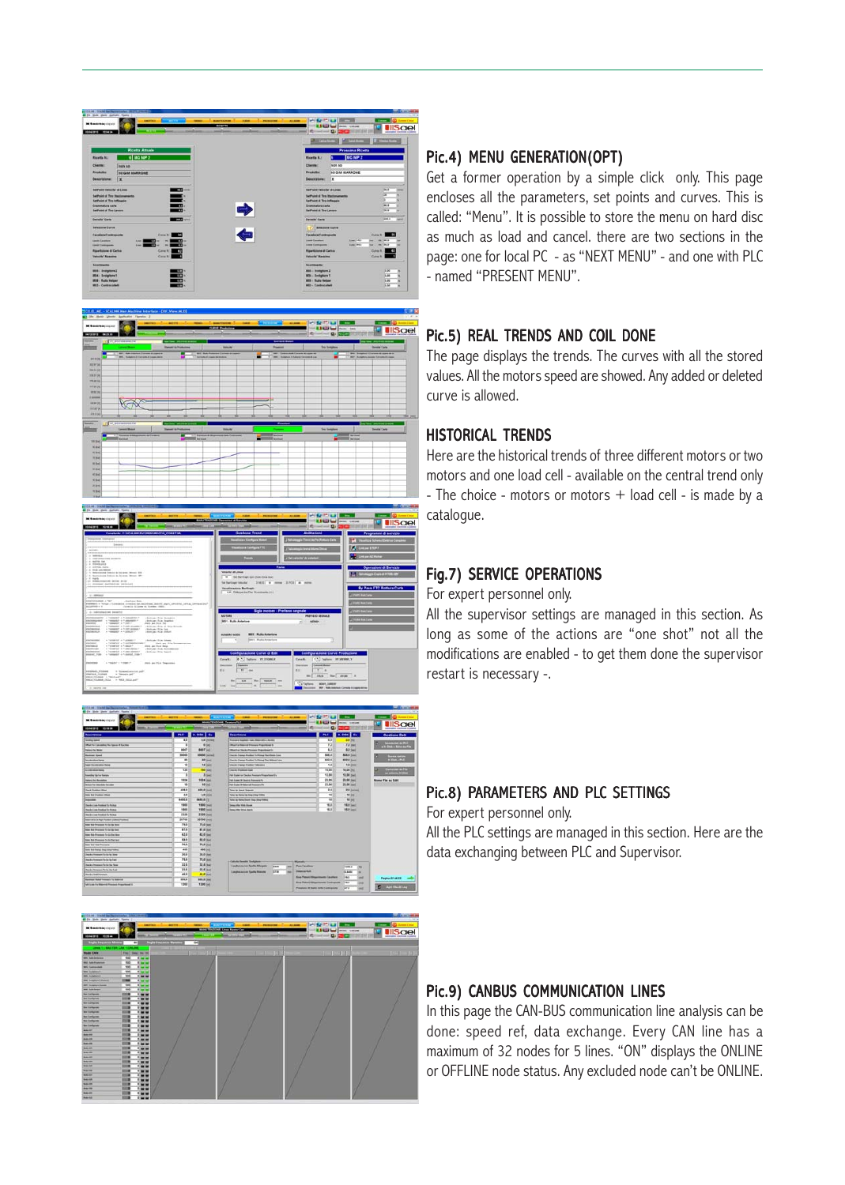## Pic.4) MENU GENERATION(OPT)

Get a former operation by a simple click only. This page encloses all the parameters, set points and curves. This is called: "Menu". It is possible to store the menu on hard disc as much as load and cancel. there are two sections in the page: one for local PC - as "NEXT MENU" - and one with PLC - named "PRESENT MENU".

## Pic.5) REAL TRENDS AND COIL DONE

The page displays the trends. The curves with all the stored values. All the motors speed are showed. Any added or deleted curve is allowed.

## HISTORICAL TRENDS

Here are the historical trends of three different motors or two motors and one load cell - available on the central trend only - The choice - motors or motors + load cell - is made by a catalogue.

## Fig.7) SERVICE OPERATIONS

For expert personnel only.

All the supervisor settings are managed in this section. As long as some of the actions are "one shot" not all the modifications are enabled - to get them done the supervisor restart is necessary -.

## Pic.8) PARAMETERS AND PLC SETTINGS

For expert personnel only.

All the PLC settings are managed in this section. Here are the data exchanging between PLC and Supervisor.

## Pic.9) CANBUS COMMUNICATION LINES

In this page the CAN-BUS communication line analysis can be done: speed ref, data exchange. Every CAN line has a maximum of 32 nodes for 5 lines. "ON" displays the ONLINE or OFFLINE node status. Any excluded node can't be ONLINE.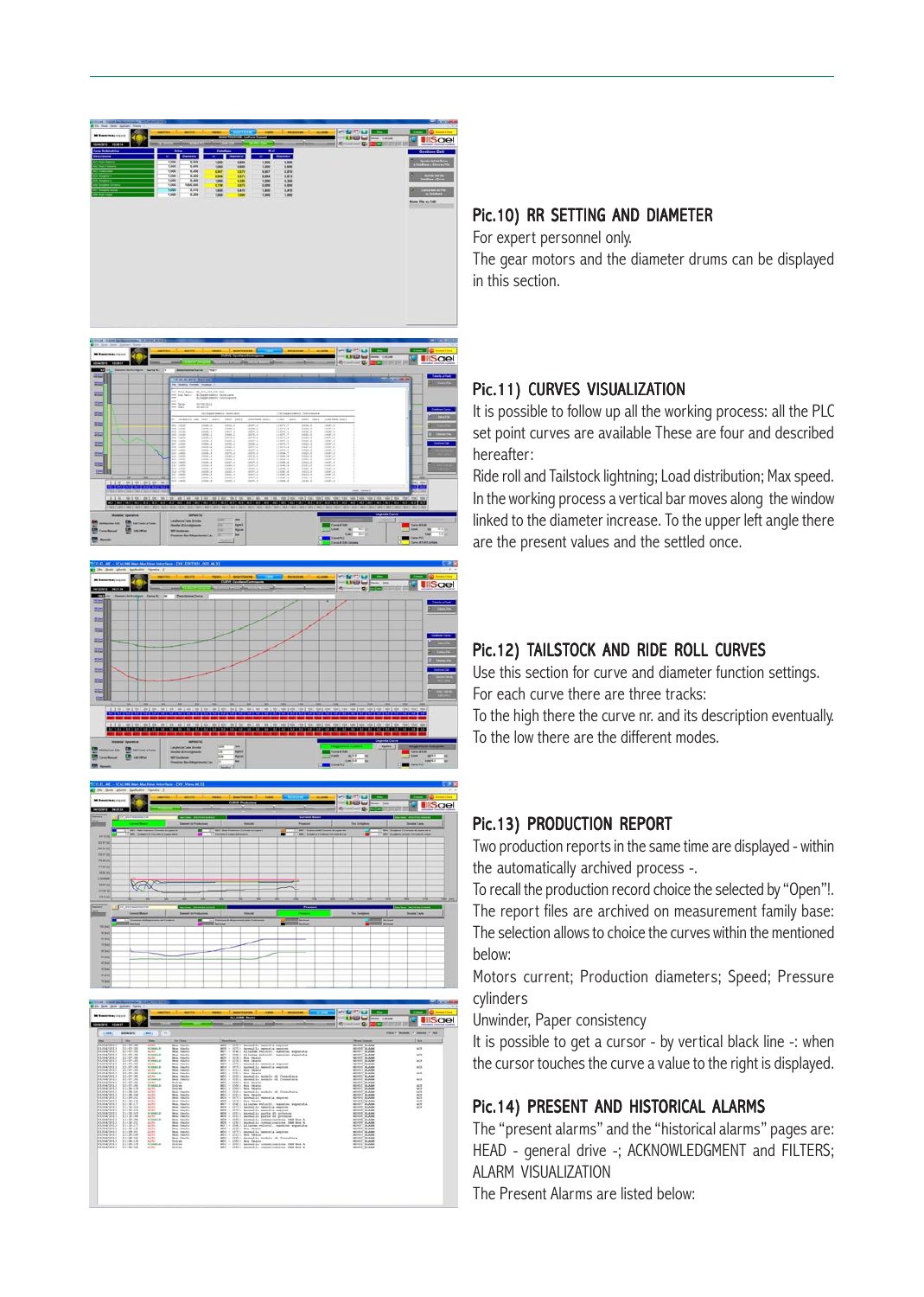## Pic.10) RR SETTING AND DIAMETER

For expert personnel only.

The gear motors and the diameter drums can be displayed in this section.

## Pic.11) CURVES VISUALIZATION

It is possible to follow up all the working process: all the PLC set point curves are available These are four and described hereafter:

Ride roll and Tailstock lightning; Load distribution; Max speed.

In the working process a vertical bar moves along the window linked to the diameter increase. To the upper left angle there are the present values and the settled once.

## Pic.12) TAILSTOCK AND RIDE ROLL CURVES

Use this section for curve and diameter function settings.

For each curve there are three tracks:

To the high there the curve nr. and its description eventually.

To the low there are the different modes.

## Pic.13) PRODUCTION REPORT

Two production reports in the same time are displayed - within the automatically archived process -.

To recall the production record choice the selected by "Open"!.

The report files are archived on measurement family base:

The selection allows to choice the curves within the mentioned below:

Motors current; Production diameters; Speed; Pressure cylinders

Unwinder, Paper consistency

It is possible to get a cursor - by vertical black line -: when the cursor touches the curve a value to the right is displayed.

## Pic.14) PRESENT AND HISTORICAL ALARMS

The "present alarms" and the "historical alarms" pages are:

HEAD - general drive -; ACKNOWLEDGMENT and FILTERS; ALARM VISUALIZATION

The Present Alarms are listed below: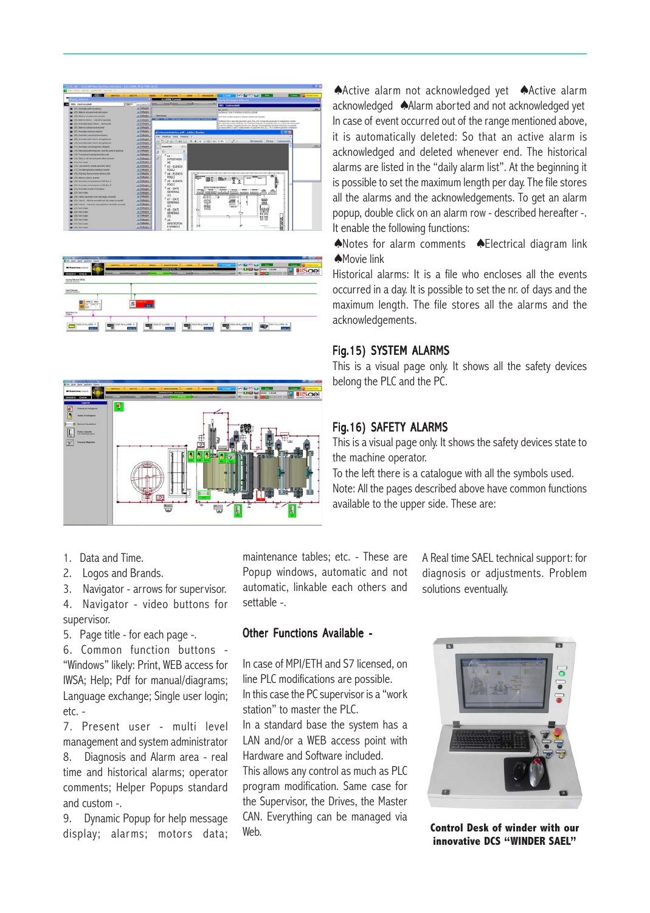♠Active alarm not acknowledged yet ♠Active alarm acknowledged ♠Alarm aborted and not acknowledged yet In case of event occurred out of the range mentioned above, it is automatically deleted: So that an active alarm is acknowledged and deleted whenever end. The historical alarms are listed in the "daily alarm list". At the beginning it is possible to set the maximum length per day. The file stores all the alarms and the acknowledgements. To get an alarm popup, double click on an alarm row - described hereafter -. It enable the following functions:

♠Notes for alarm comments ♠Electrical diagram link ♠Movie link

Historical alarms: It is a file who encloses all the events occurred in a day. It is possible to set the nr. of days and the maximum length. The file stores all the alarms and the acknowledgements.

## Fig.15) SYSTEM ALARMS

This is a visual page only. It shows all the safety devices belong the PLC and the PC.

## Fig.16) SAFETY ALARMS

This is a visual page only. It shows the safety devices state to the machine operator.

To the left there is a catalogue with all the symbols used.

Note: All the pages described above have common functions available to the upper side. These are:

1. Data and Time.
2. Logos and Brands.
3. Navigator - arrows for supervisor.
4. Navigator - video buttons for supervisor.
5. Page title - for each page -.
6. Common function buttons - "Windows" likely: Print, WEB access for IWSA; Help; Pdf for manual/diagrams; Language exchange; Single user login; etc. -
7. Present user - multi level management and system administrator
8. Diagnosis and Alarm area - real time and historical alarms; operator comments; Helper Popups standard and custom -.
9. Dynamic Popup for help message display; alarms; motors data; maintenance tables; etc. - These are Popup windows, automatic and not automatic, linkable each others and settable -.

## Other Functions Available -

In case of MPI/ETH and S7 licensed, on line PLC modifications are possible.

In this case the PC supervisor is a "work station" to master the PLC.

In a standard base the system has a LAN and/or a WEB access point with Hardware and Software included.

This allows any control as much as PLC program modification. Same case for the Supervisor, the Drives, the Master CAN. Everything can be managed via Web.

A Real time SAEL technical support: for diagnosis or adjustments. Problem solutions eventually.

**Control Desk of winder with our innovative DCS "WINDER SAEL"**